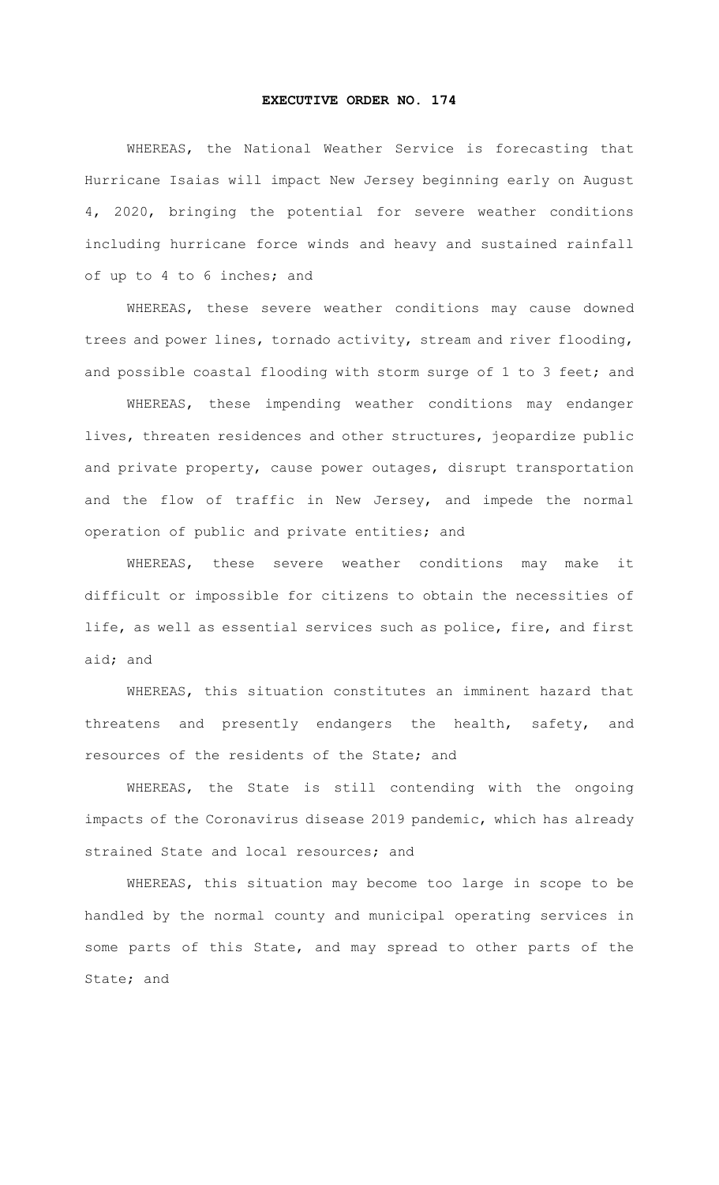# EXECUTIVE ORDER NO. 174

WHEREAS, the National Weather Service is forecasting that Hurricane Isaias will impact New Jersey beginning early on August 4, 2020, bringing the potential for severe weather conditions including hurricane force winds and heavy and sustained rainfall of up to 4 to 6 inches; and

WHEREAS, these severe weather conditions may cause downed trees and power lines, tornado activity, stream and river flooding, and possible coastal flooding with storm surge of 1 to 3 feet; and

WHEREAS, these impending weather conditions may endanger lives, threaten residences and other structures, jeopardize public and private property, cause power outages, disrupt transportation and the flow of traffic in New Jersey, and impede the normal operation of public and private entities; and

WHEREAS, these severe weather conditions may make it difficult or impossible for citizens to obtain the necessities of life, as well as essential services such as police, fire, and first aid; and

WHEREAS, this situation constitutes an imminent hazard that threatens and presently endangers the health, safety, and resources of the residents of the State; and

WHEREAS, the State is still contending with the ongoing impacts of the Coronavirus disease 2019 pandemic, which has already strained State and local resources; and

WHEREAS, this situation may become too large in scope to be handled by the normal county and municipal operating services in some parts of this State, and may spread to other parts of the State; and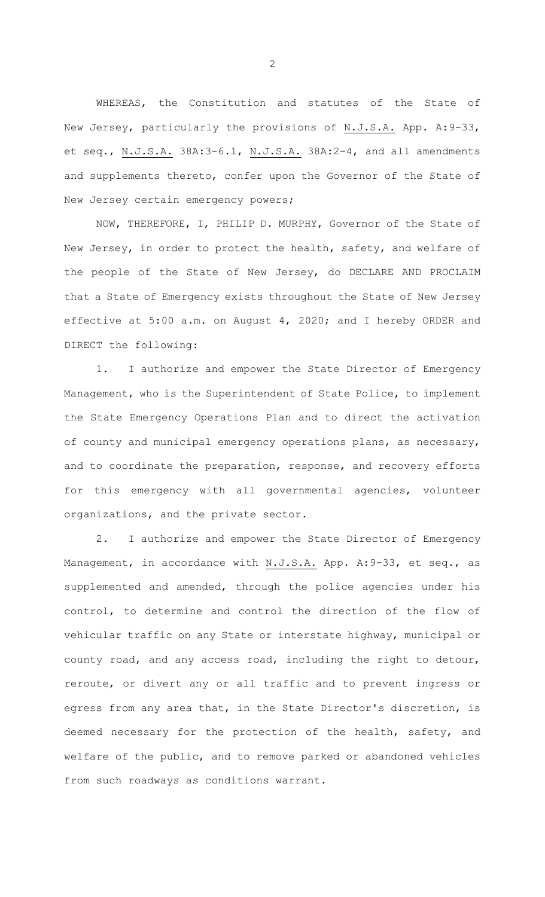WHEREAS, the Constitution and statutes of the State of New Jersey, particularly the provisions of N.J.S.A. App. A:9-33, et seq., N.J.S.A. 38A:3-6.1, N.J.S.A. 38A:2-4, and all amendments and supplements thereto, confer upon the Governor of the State of New Jersey certain emergency powers;

NOW, THEREFORE, I, PHILIP D. MURPHY, Governor of the State of New Jersey, in order to protect the health, safety, and welfare of the people of the State of New Jersey, do DECLARE AND PROCLAIM that a State of Emergency exists throughout the State of New Jersey effective at 5:00 a.m. on August 4, 2020; and I hereby ORDER and DIRECT the following:

1. I authorize and empower the State Director of Emergency Management, who is the Superintendent of State Police, to implement the State Emergency Operations Plan and to direct the activation of county and municipal emergency operations plans, as necessary, and to coordinate the preparation, response, and recovery efforts for this emergency with all governmental agencies, volunteer organizations, and the private sector.

2. I authorize and empower the State Director of Emergency Management, in accordance with N.J.S.A. App. A:9-33, et seq., as supplemented and amended, through the police agencies under his control, to determine and control the direction of the flow of vehicular traffic on any State or interstate highway, municipal or county road, and any access road, including the right to detour, reroute, or divert any or all traffic and to prevent ingress or egress from any area that, in the State Director's discretion, is deemed necessary for the protection of the health, safety, and welfare of the public, and to remove parked or abandoned vehicles from such roadways as conditions warrant.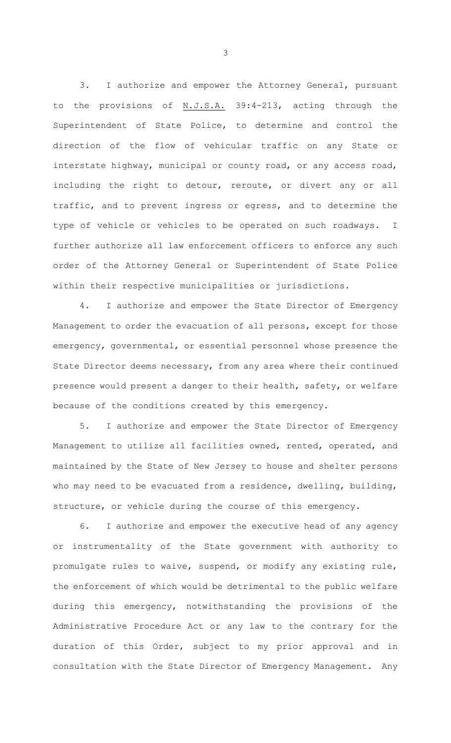3. I authorize and empower the Attorney General, pursuant to the provisions of N.J.S.A. 39:4-213, acting through the Superintendent of State Police, to determine and control the direction of the flow of vehicular traffic on any State or interstate highway, municipal or county road, or any access road, including the right to detour, reroute, or divert any or all traffic, and to prevent ingress or egress, and to determine the type of vehicle or vehicles to be operated on such roadways. I further authorize all law enforcement officers to enforce any such order of the Attorney General or Superintendent of State Police within their respective municipalities or jurisdictions.

4. I authorize and empower the State Director of Emergency Management to order the evacuation of all persons, except for those emergency, governmental, or essential personnel whose presence the State Director deems necessary, from any area where their continued presence would present a danger to their health, safety, or welfare because of the conditions created by this emergency.

5. I authorize and empower the State Director of Emergency Management to utilize all facilities owned, rented, operated, and maintained by the State of New Jersey to house and shelter persons who may need to be evacuated from a residence, dwelling, building, structure, or vehicle during the course of this emergency.

6. I authorize and empower the executive head of any agency or instrumentality of the State government with authority to promulgate rules to waive, suspend, or modify any existing rule, the enforcement of which would be detrimental to the public welfare during this emergency, notwithstanding the provisions of the Administrative Procedure Act or any law to the contrary for the duration of this Order, subject to my prior approval and in consultation with the State Director of Emergency Management. Any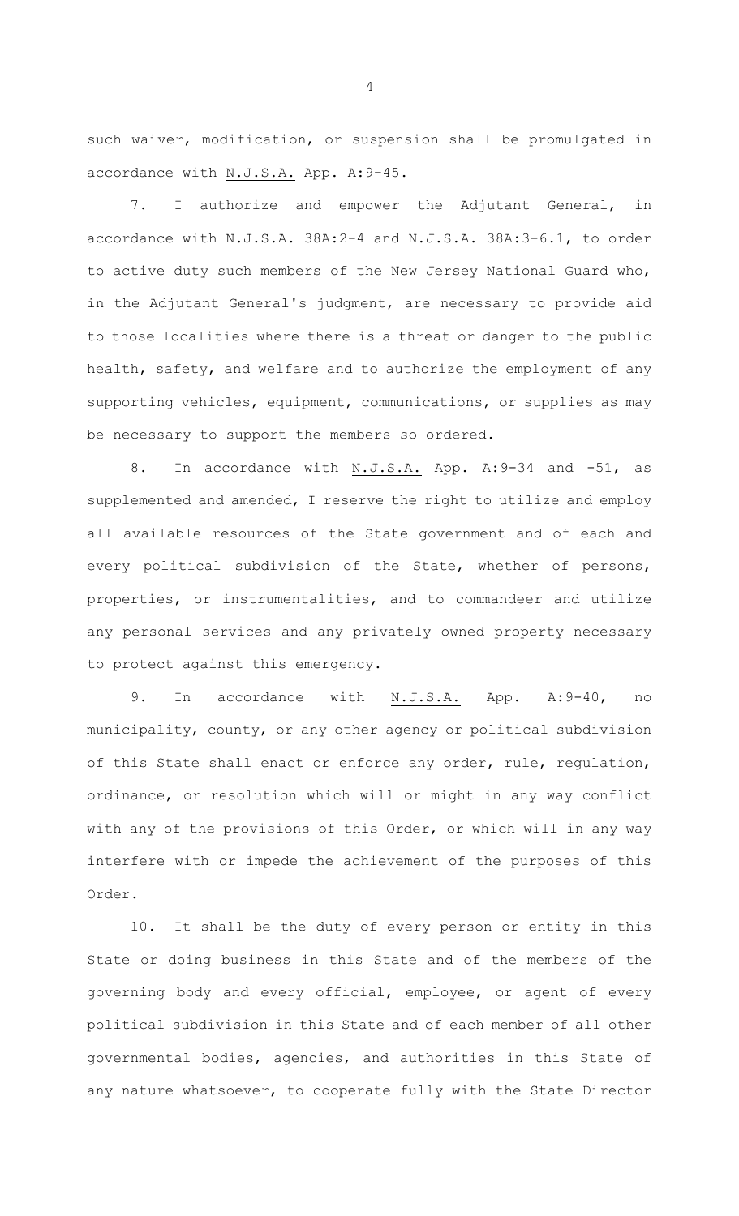such waiver, modification, or suspension shall be promulgated in accordance with N.J.S.A. App. A:9-45.

7. I authorize and empower the Adjutant General, in accordance with N.J.S.A. 38A:2-4 and N.J.S.A. 38A:3-6.1, to order to active duty such members of the New Jersey National Guard who, in the Adjutant General's judgment, are necessary to provide aid to those localities where there is a threat or danger to the public health, safety, and welfare and to authorize the employment of any supporting vehicles, equipment, communications, or supplies as may be necessary to support the members so ordered.

8. In accordance with N.J.S.A. App. A:9-34 and -51, as supplemented and amended, I reserve the right to utilize and employ all available resources of the State government and of each and every political subdivision of the State, whether of persons, properties, or instrumentalities, and to commandeer and utilize any personal services and any privately owned property necessary to protect against this emergency.

9. In accordance with N.J.S.A. App. A:9-40, no municipality, county, or any other agency or political subdivision of this State shall enact or enforce any order, rule, regulation, ordinance, or resolution which will or might in any way conflict with any of the provisions of this Order, or which will in any way interfere with or impede the achievement of the purposes of this Order.

10. It shall be the duty of every person or entity in this State or doing business in this State and of the members of the governing body and every official, employee, or agent of every political subdivision in this State and of each member of all other governmental bodies, agencies, and authorities in this State of any nature whatsoever, to cooperate fully with the State Director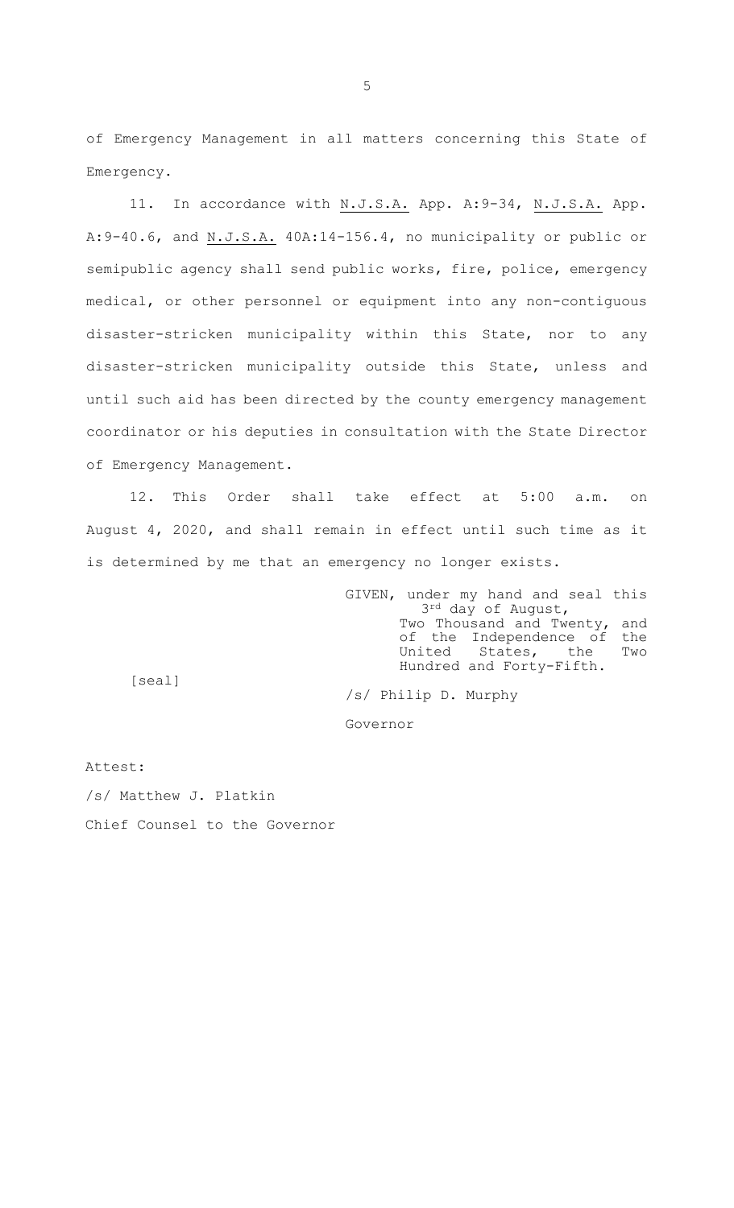of Emergency Management in all matters concerning this State of Emergency.

11. In accordance with N.J.S.A. App. A:9-34, N.J.S.A. App. A:9-40.6, and N.J.S.A. 40A:14-156.4, no municipality or public or semipublic agency shall send public works, fire, police, emergency medical, or other personnel or equipment into any non-contiguous disaster-stricken municipality within this State, nor to any disaster-stricken municipality outside this State, unless and until such aid has been directed by the county emergency management coordinator or his deputies in consultation with the State Director of Emergency Management.

12. This Order shall take effect at 5:00 a.m. on August 4, 2020, and shall remain in effect until such time as it is determined by me that an emergency no longer exists.

GIVEN, under my hand and seal this 3rd day of August, Two Thousand and Twenty, and of the Independence of the United States, the Two Hundred and Forty-Fifth.

[seal]

/s/ Philip D. Murphy

Governor

Attest:

/s/ Matthew J. Platkin

Chief Counsel to the Governor